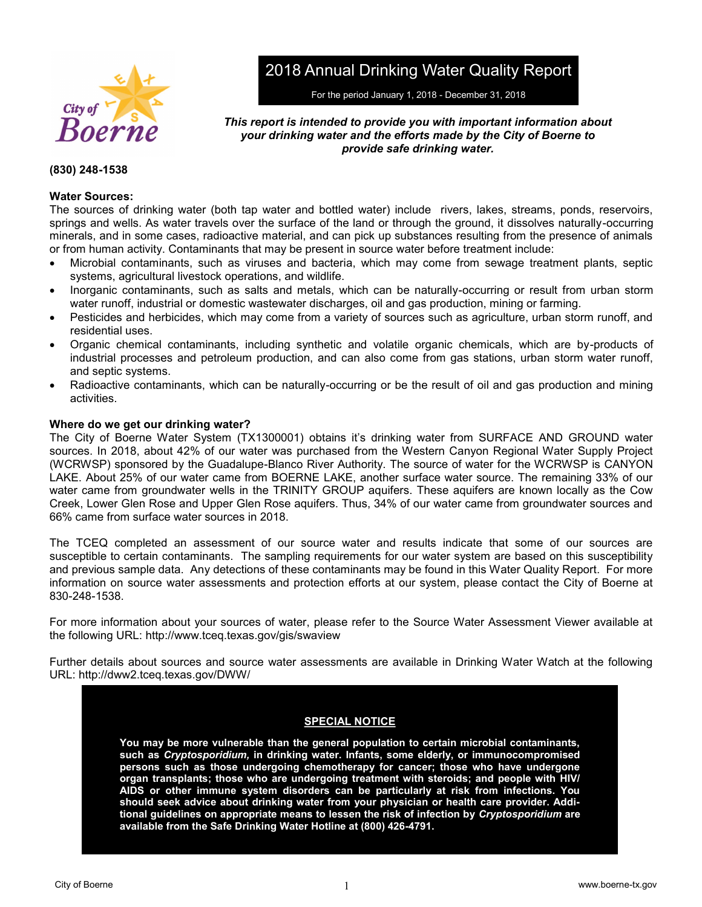# 2018 Annual Drinking Water Quality Report

For the period January 1, 2018 - December 31, 2018

***This report is intended to provide you with important information about your drinking water and the efforts made by the City of Boerne to provide safe drinking water.***

**(830) 248-1538**

**Water Sources:**

The sources of drinking water (both tap water and bottled water) include rivers, lakes, streams, ponds, reservoirs, springs and wells. As water travels over the surface of the land or through the ground, it dissolves naturally-occurring minerals, and in some cases, radioactive material, and can pick up substances resulting from the presence of animals or from human activity. Contaminants that may be present in source water before treatment include:

- Microbial contaminants, such as viruses and bacteria, which may come from sewage treatment plants, septic systems, agricultural livestock operations, and wildlife.
- Inorganic contaminants, such as salts and metals, which can be naturally-occurring or result from urban storm water runoff, industrial or domestic wastewater discharges, oil and gas production, mining or farming.
- Pesticides and herbicides, which may come from a variety of sources such as agriculture, urban storm runoff, and residential uses.
- Organic chemical contaminants, including synthetic and volatile organic chemicals, which are by-products of industrial processes and petroleum production, and can also come from gas stations, urban storm water runoff, and septic systems.
- Radioactive contaminants, which can be naturally-occurring or be the result of oil and gas production and mining activities.

**Where do we get our drinking water?**

The City of Boerne Water System (TX1300001) obtains it's drinking water from SURFACE AND GROUND water sources. In 2018, about 42% of our water was purchased from the Western Canyon Regional Water Supply Project (WCRWSP) sponsored by the Guadalupe-Blanco River Authority. The source of water for the WCRWSP is CANYON LAKE. About 25% of our water came from BOERNE LAKE, another surface water source. The remaining 33% of our water came from groundwater wells in the TRINITY GROUP aquifers. These aquifers are known locally as the Cow Creek, Lower Glen Rose and Upper Glen Rose aquifers. Thus, 34% of our water came from groundwater sources and 66% came from surface water sources in 2018.

The TCEQ completed an assessment of our source water and results indicate that some of our sources are susceptible to certain contaminants. The sampling requirements for our water system are based on this susceptibility and previous sample data. Any detections of these contaminants may be found in this Water Quality Report. For more information on source water assessments and protection efforts at our system, please contact the City of Boerne at 830-248-1538.

For more information about your sources of water, please refer to the Source Water Assessment Viewer available at the following URL: http://www.tceq.texas.gov/gis/swaview

Further details about sources and source water assessments are available in Drinking Water Watch at the following URL: http://dww2.tceq.texas.gov/DWW/

**SPECIAL NOTICE**

**You may be more vulnerable than the general population to certain microbial contaminants, such as *Cryptosporidium,* in drinking water. Infants, some elderly, or immunocompromised persons such as those undergoing chemotherapy for cancer; those who have undergone organ transplants; those who are undergoing treatment with steroids; and people with HIV/AIDS or other immune system disorders can be particularly at risk from infections. You should seek advice about drinking water from your physician or health care provider. Additional guidelines on appropriate means to lessen the risk of infection by *Cryptosporidium* are available from the Safe Drinking Water Hotline at (800) 426-4791.**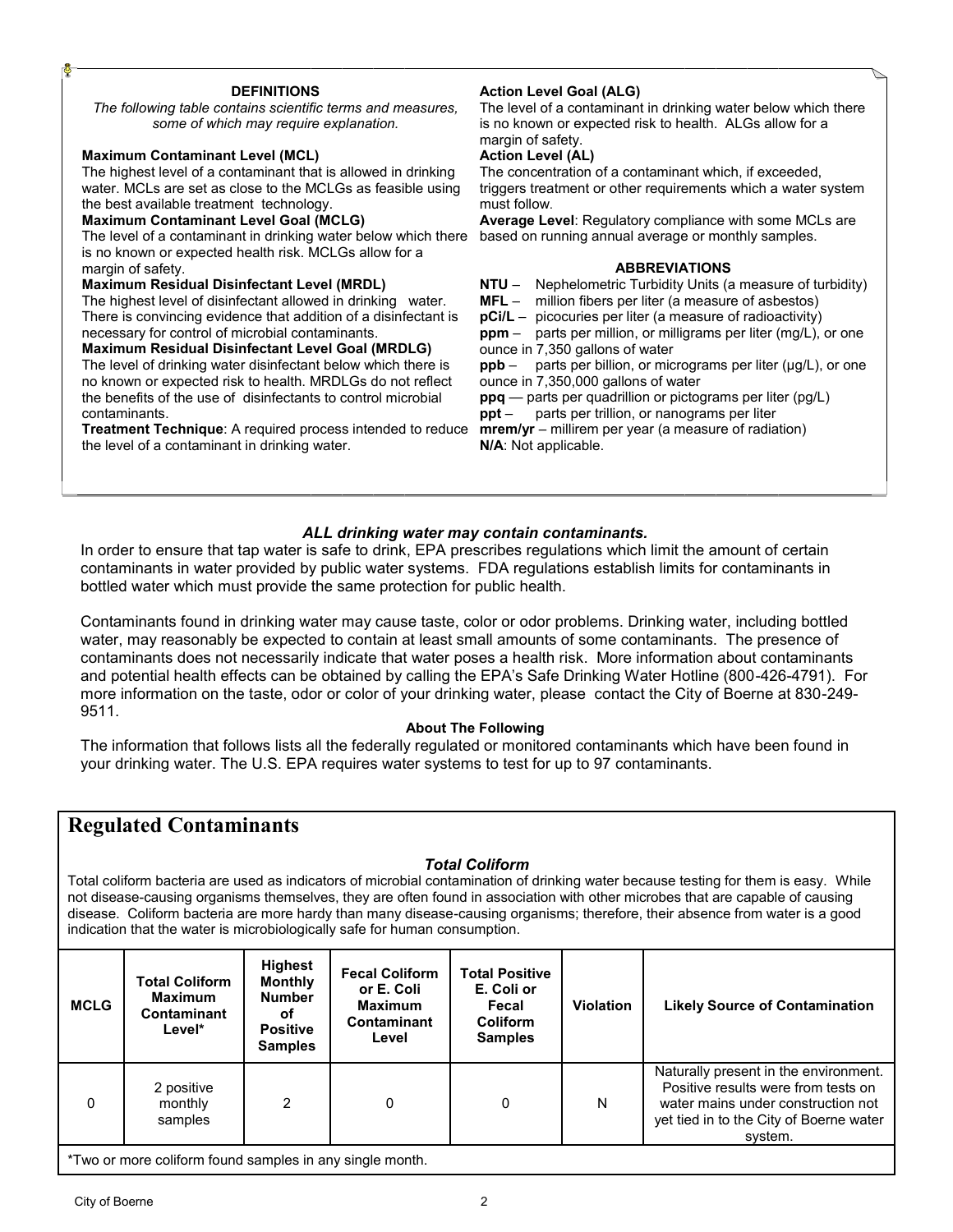**DEFINITIONS**

*The following table contains scientific terms and measures, some of which may require explanation.*

**Maximum Contaminant Level (MCL)**
The highest level of a contaminant that is allowed in drinking water. MCLs are set as close to the MCLGs as feasible using the best available treatment technology.

**Maximum Contaminant Level Goal (MCLG)**
The level of a contaminant in drinking water below which there is no known or expected health risk. MCLGs allow for a margin of safety.

**Maximum Residual Disinfectant Level (MRDL)**
The highest level of disinfectant allowed in drinking water. There is convincing evidence that addition of a disinfectant is necessary for control of microbial contaminants.

**Maximum Residual Disinfectant Level Goal (MRDLG)**
The level of drinking water disinfectant below which there is no known or expected risk to health. MRDLGs do not reflect the benefits of the use of disinfectants to control microbial contaminants.

**Treatment Technique**: A required process intended to reduce the level of a contaminant in drinking water.

**Action Level Goal (ALG)**
The level of a contaminant in drinking water below which there is no known or expected risk to health. ALGs allow for a margin of safety.

**Action Level (AL)**
The concentration of a contaminant which, if exceeded, triggers treatment or other requirements which a water system must follow.

**Average Level**: Regulatory compliance with some MCLs are based on running annual average or monthly samples.

**ABBREVIATIONS**

**NTU** – Nephelometric Turbidity Units (a measure of turbidity)
**MFL** – million fibers per liter (a measure of asbestos)
**pCi/L** – picocuries per liter (a measure of radioactivity)
**ppm** – parts per million, or milligrams per liter (mg/L), or one ounce in 7,350 gallons of water
**ppb** – parts per billion, or micrograms per liter (µg/L), or one ounce in 7,350,000 gallons of water
**ppq** — parts per quadrillion or pictograms per liter (pg/L)
**ppt** – parts per trillion, or nanograms per liter
**mrem/yr** – millirem per year (a measure of radiation)
**N/A**: Not applicable.

***ALL drinking water may contain contaminants.***

In order to ensure that tap water is safe to drink, EPA prescribes regulations which limit the amount of certain contaminants in water provided by public water systems. FDA regulations establish limits for contaminants in bottled water which must provide the same protection for public health.

Contaminants found in drinking water may cause taste, color or odor problems. Drinking water, including bottled water, may reasonably be expected to contain at least small amounts of some contaminants. The presence of contaminants does not necessarily indicate that water poses a health risk. More information about contaminants and potential health effects can be obtained by calling the EPA's Safe Drinking Water Hotline (800-426-4791). For more information on the taste, odor or color of your drinking water, please contact the City of Boerne at 830-249-9511.

**About The Following**

The information that follows lists all the federally regulated or monitored contaminants which have been found in your drinking water. The U.S. EPA requires water systems to test for up to 97 contaminants.

# Regulated Contaminants

***Total Coliform***

Total coliform bacteria are used as indicators of microbial contamination of drinking water because testing for them is easy. While not disease-causing organisms themselves, they are often found in association with other microbes that are capable of causing disease. Coliform bacteria are more hardy than many disease-causing organisms; therefore, their absence from water is a good indication that the water is microbiologically safe for human consumption.

| MCLG | Total Coliform Maximum Contaminant Level* | Highest Monthly Number of Positive Samples | Fecal Coliform or E. Coli Maximum Contaminant Level | Total Positive E. Coli or Fecal Coliform Samples | Violation | Likely Source of Contamination |
|---|---|---|---|---|---|---|
| 0 | 2 positive monthly samples | 2 | 0 | 0 | N | Naturally present in the environment. Positive results were from tests on water mains under construction not yet tied in to the City of Boerne water system. |

*Two or more coliform found samples in any single month.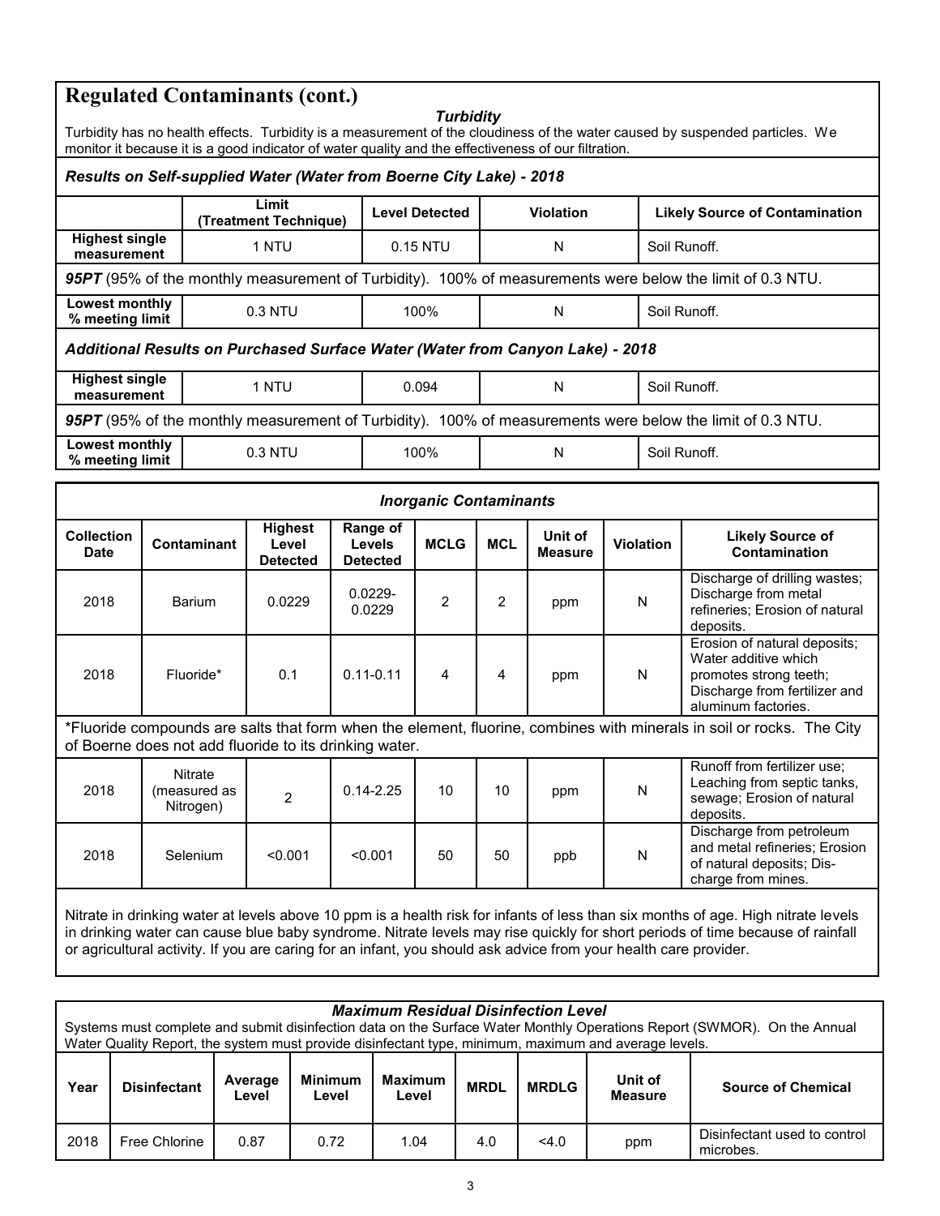## Regulated Contaminants (cont.)

### *Turbidity*

Turbidity has no health effects. Turbidity is a measurement of the cloudiness of the water caused by suspended particles. We monitor it because it is a good indicator of water quality and the effectiveness of our filtration.

***Results on Self-supplied Water (Water from Boerne City Lake) - 2018***

| | Limit (Treatment Technique) | Level Detected | Violation | Likely Source of Contamination |
|---|---|---|---|---|
| **Highest single measurement** | 1 NTU | 0.15 NTU | N | Soil Runoff. |
| ***95PT*** (95% of the monthly measurement of Turbidity). 100% of measurements were below the limit of 0.3 NTU. | | | | |
| **Lowest monthly % meeting limit** | 0.3 NTU | 100% | N | Soil Runoff. |

***Additional Results on Purchased Surface Water (Water from Canyon Lake) - 2018***

| | Limit (Treatment Technique) | Level Detected | Violation | Likely Source of Contamination |
|---|---|---|---|---|
| **Highest single measurement** | 1 NTU | 0.094 | N | Soil Runoff. |
| ***95PT*** (95% of the monthly measurement of Turbidity). 100% of measurements were below the limit of 0.3 NTU. | | | | |
| **Lowest monthly % meeting limit** | 0.3 NTU | 100% | N | Soil Runoff. |

### *Inorganic Contaminants*

| Collection Date | Contaminant | Highest Level Detected | Range of Levels Detected | MCLG | MCL | Unit of Measure | Violation | Likely Source of Contamination |
|---|---|---|---|---|---|---|---|---|
| 2018 | Barium | 0.0229 | 0.0229-0.0229 | 2 | 2 | ppm | N | Discharge of drilling wastes; Discharge from metal refineries; Erosion of natural deposits. |
| 2018 | Fluoride* | 0.1 | 0.11-0.11 | 4 | 4 | ppm | N | Erosion of natural deposits; Water additive which promotes strong teeth; Discharge from fertilizer and aluminum factories. |
| 2018 | Nitrate (measured as Nitrogen) | 2 | 0.14-2.25 | 10 | 10 | ppm | N | Runoff from fertilizer use; Leaching from septic tanks, sewage; Erosion of natural deposits. |
| 2018 | Selenium | <0.001 | <0.001 | 50 | 50 | ppb | N | Discharge from petroleum and metal refineries; Erosion of natural deposits; Discharge from mines. |

*Fluoride compounds are salts that form when the element, fluorine, combines with minerals in soil or rocks. The City of Boerne does not add fluoride to its drinking water.

Nitrate in drinking water at levels above 10 ppm is a health risk for infants of less than six months of age. High nitrate levels in drinking water can cause blue baby syndrome. Nitrate levels may rise quickly for short periods of time because of rainfall or agricultural activity. If you are caring for an infant, you should ask advice from your health care provider.

### *Maximum Residual Disinfection Level*

Systems must complete and submit disinfection data on the Surface Water Monthly Operations Report (SWMOR). On the Annual Water Quality Report, the system must provide disinfectant type, minimum, maximum and average levels.

| Year | Disinfectant | Average Level | Minimum Level | Maximum Level | MRDL | MRDLG | Unit of Measure | Source of Chemical |
|---|---|---|---|---|---|---|---|---|
| 2018 | Free Chlorine | 0.87 | 0.72 | 1.04 | 4.0 | <4.0 | ppm | Disinfectant used to control microbes. |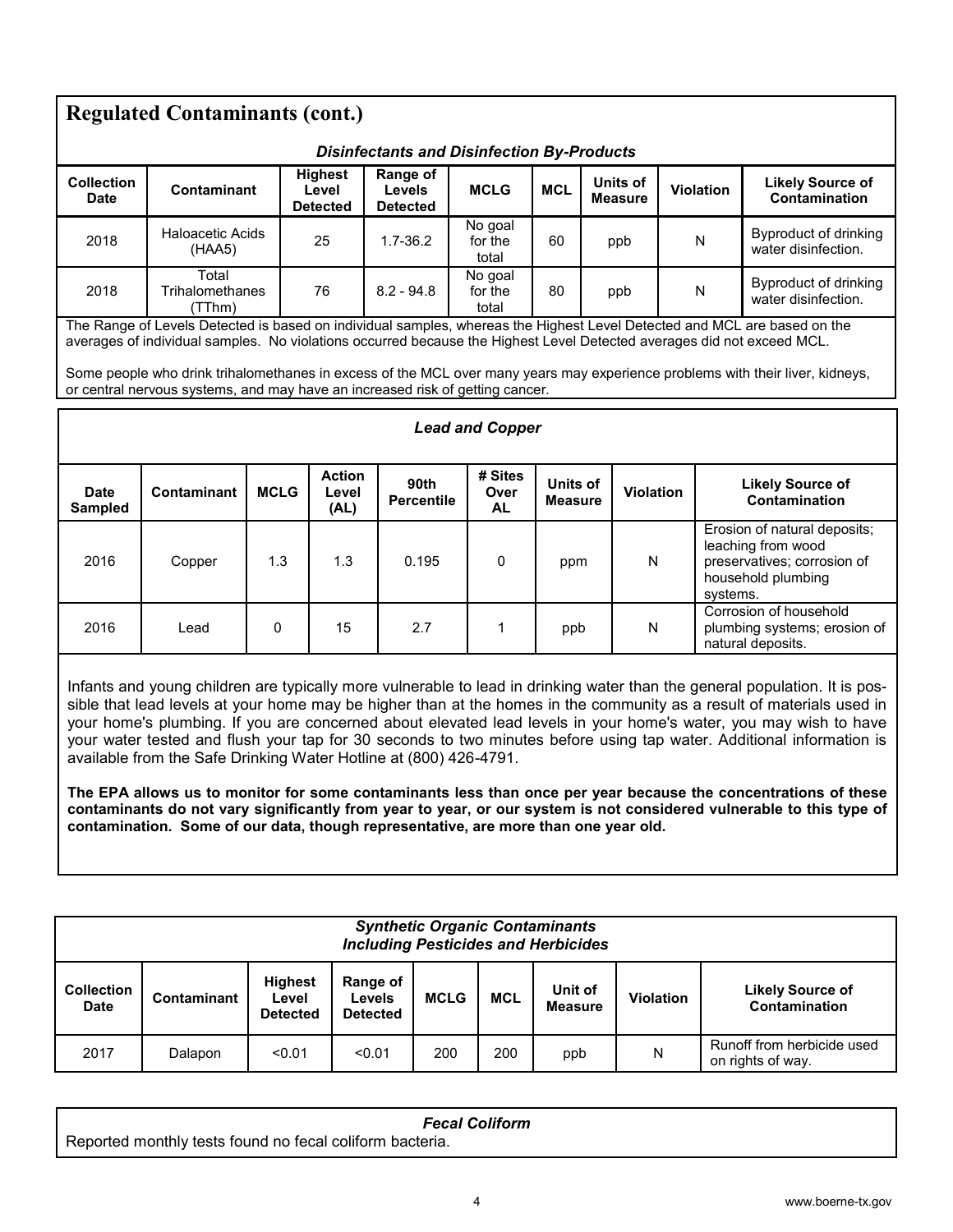## Regulated Contaminants (cont.)

### *Disinfectants and Disinfection By-Products*

| Collection Date | Contaminant | Highest Level Detected | Range of Levels Detected | MCLG | MCL | Units of Measure | Violation | Likely Source of Contamination |
|---|---|---|---|---|---|---|---|---|
| 2018 | Haloacetic Acids (HAA5) | 25 | 1.7-36.2 | No goal for the total | 60 | ppb | N | Byproduct of drinking water disinfection. |
| 2018 | Total Trihalomethanes (TThm) | 76 | 8.2 - 94.8 | No goal for the total | 80 | ppb | N | Byproduct of drinking water disinfection. |

The Range of Levels Detected is based on individual samples, whereas the Highest Level Detected and MCL are based on the averages of individual samples. No violations occurred because the Highest Level Detected averages did not exceed MCL.

Some people who drink trihalomethanes in excess of the MCL over many years may experience problems with their liver, kidneys, or central nervous systems, and may have an increased risk of getting cancer.

### *Lead and Copper*

| Date Sampled | Contaminant | MCLG | Action Level (AL) | 90th Percentile | # Sites Over AL | Units of Measure | Violation | Likely Source of Contamination |
|---|---|---|---|---|---|---|---|---|
| 2016 | Copper | 1.3 | 1.3 | 0.195 | 0 | ppm | N | Erosion of natural deposits; leaching from wood preservatives; corrosion of household plumbing systems. |
| 2016 | Lead | 0 | 15 | 2.7 | 1 | ppb | N | Corrosion of household plumbing systems; erosion of natural deposits. |

Infants and young children are typically more vulnerable to lead in drinking water than the general population. It is possible that lead levels at your home may be higher than at the homes in the community as a result of materials used in your home's plumbing. If you are concerned about elevated lead levels in your home's water, you may wish to have your water tested and flush your tap for 30 seconds to two minutes before using tap water. Additional information is available from the Safe Drinking Water Hotline at (800) 426-4791.

**The EPA allows us to monitor for some contaminants less than once per year because the concentrations of these contaminants do not vary significantly from year to year, or our system is not considered vulnerable to this type of contamination. Some of our data, though representative, are more than one year old.**

### *Synthetic Organic Contaminants Including Pesticides and Herbicides*

| Collection Date | Contaminant | Highest Level Detected | Range of Levels Detected | MCLG | MCL | Unit of Measure | Violation | Likely Source of Contamination |
|---|---|---|---|---|---|---|---|---|
| 2017 | Dalapon | <0.01 | <0.01 | 200 | 200 | ppb | N | Runoff from herbicide used on rights of way. |

### *Fecal Coliform*

Reported monthly tests found no fecal coliform bacteria.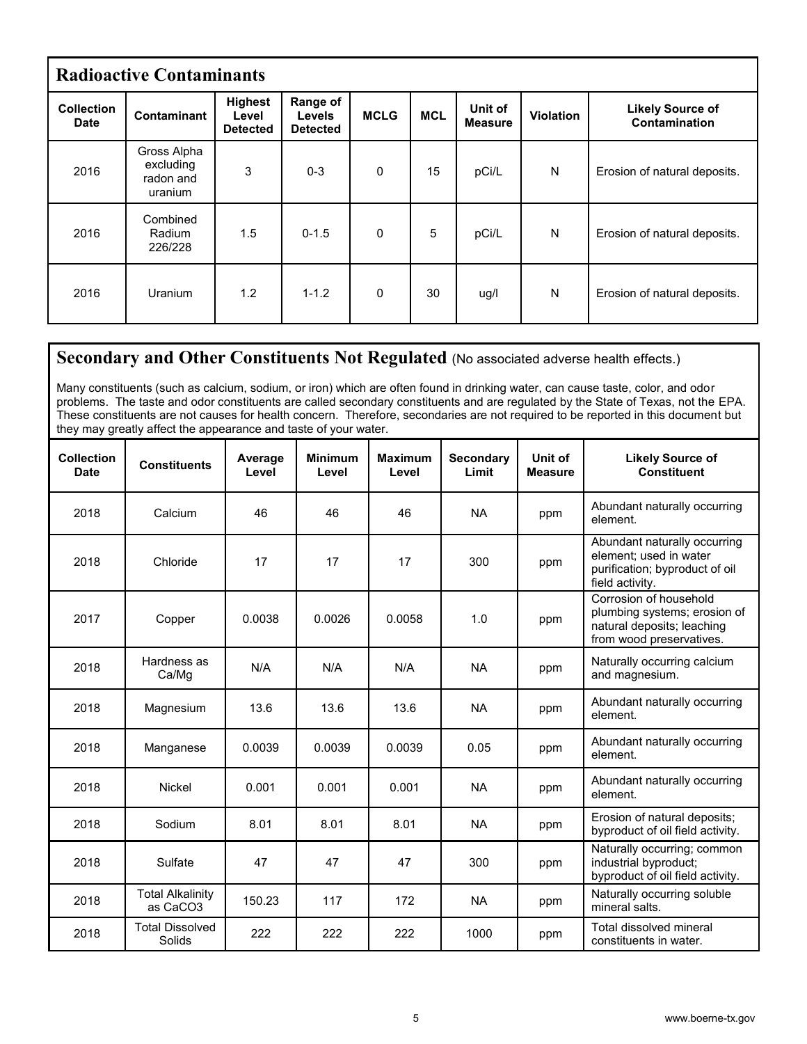## Radioactive Contaminants

| Collection Date | Contaminant | Highest Level Detected | Range of Levels Detected | MCLG | MCL | Unit of Measure | Violation | Likely Source of Contamination |
|---|---|---|---|---|---|---|---|---|
| 2016 | Gross Alpha excluding radon and uranium | 3 | 0-3 | 0 | 15 | pCi/L | N | Erosion of natural deposits. |
| 2016 | Combined Radium 226/228 | 1.5 | 0-1.5 | 0 | 5 | pCi/L | N | Erosion of natural deposits. |
| 2016 | Uranium | 1.2 | 1-1.2 | 0 | 30 | ug/l | N | Erosion of natural deposits. |

## Secondary and Other Constituents Not Regulated (No associated adverse health effects.)

Many constituents (such as calcium, sodium, or iron) which are often found in drinking water, can cause taste, color, and odor problems. The taste and odor constituents are called secondary constituents and are regulated by the State of Texas, not the EPA. These constituents are not causes for health concern. Therefore, secondaries are not required to be reported in this document but they may greatly affect the appearance and taste of your water.

| Collection Date | Constituents | Average Level | Minimum Level | Maximum Level | Secondary Limit | Unit of Measure | Likely Source of Constituent |
|---|---|---|---|---|---|---|---|
| 2018 | Calcium | 46 | 46 | 46 | NA | ppm | Abundant naturally occurring element. |
| 2018 | Chloride | 17 | 17 | 17 | 300 | ppm | Abundant naturally occurring element; used in water purification; byproduct of oil field activity. |
| 2017 | Copper | 0.0038 | 0.0026 | 0.0058 | 1.0 | ppm | Corrosion of household plumbing systems; erosion of natural deposits; leaching from wood preservatives. |
| 2018 | Hardness as Ca/Mg | N/A | N/A | N/A | NA | ppm | Naturally occurring calcium and magnesium. |
| 2018 | Magnesium | 13.6 | 13.6 | 13.6 | NA | ppm | Abundant naturally occurring element. |
| 2018 | Manganese | 0.0039 | 0.0039 | 0.0039 | 0.05 | ppm | Abundant naturally occurring element. |
| 2018 | Nickel | 0.001 | 0.001 | 0.001 | NA | ppm | Abundant naturally occurring element. |
| 2018 | Sodium | 8.01 | 8.01 | 8.01 | NA | ppm | Erosion of natural deposits; byproduct of oil field activity. |
| 2018 | Sulfate | 47 | 47 | 47 | 300 | ppm | Naturally occurring; common industrial byproduct; byproduct of oil field activity. |
| 2018 | Total Alkalinity as $CaCO_3$ | 150.23 | 117 | 172 | NA | ppm | Naturally occurring soluble mineral salts. |
| 2018 | Total Dissolved Solids | 222 | 222 | 222 | 1000 | ppm | Total dissolved mineral constituents in water. |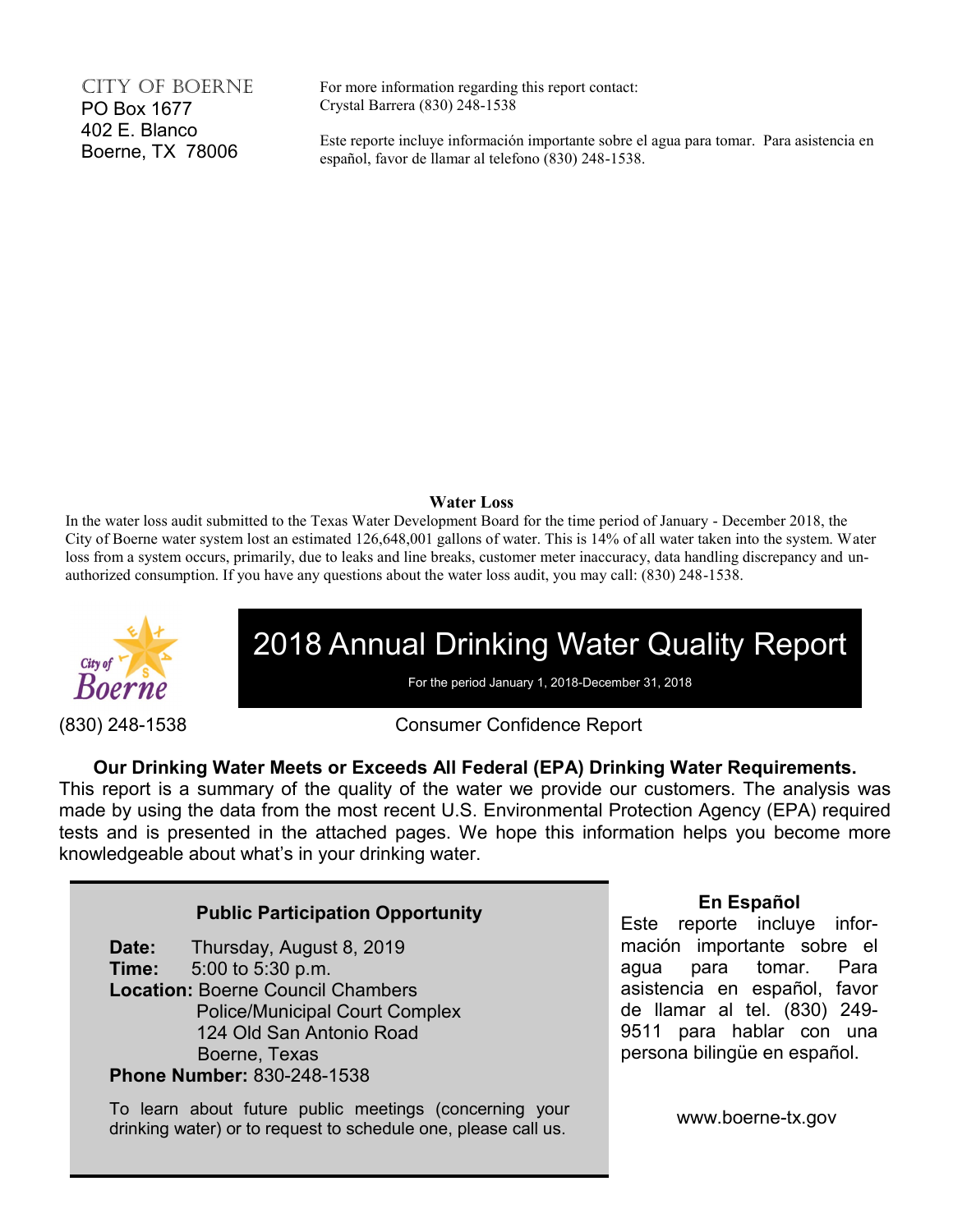CITY OF BOERNE
PO Box 1677
402 E. Blanco
Boerne, TX 78006

For more information regarding this report contact:
Crystal Barrera (830) 248-1538

Este reporte incluye información importante sobre el agua para tomar. Para asistencia en español, favor de llamar al telefono (830) 248-1538.

**Water Loss**

In the water loss audit submitted to the Texas Water Development Board for the time period of January - December 2018, the City of Boerne water system lost an estimated 126,648,001 gallons of water. This is 14% of all water taken into the system. Water loss from a system occurs, primarily, due to leaks and line breaks, customer meter inaccuracy, data handling discrepancy and unauthorized consumption. If you have any questions about the water loss audit, you may call: (830) 248-1538.

City of Boerne

# 2018 Annual Drinking Water Quality Report

For the period January 1, 2018-December 31, 2018

(830) 248-1538

Consumer Confidence Report

**Our Drinking Water Meets or Exceeds All Federal (EPA) Drinking Water Requirements.**

This report is a summary of the quality of the water we provide our customers. The analysis was made by using the data from the most recent U.S. Environmental Protection Agency (EPA) required tests and is presented in the attached pages. We hope this information helps you become more knowledgeable about what's in your drinking water.

### Public Participation Opportunity

**Date:** Thursday, August 8, 2019
**Time:** 5:00 to 5:30 p.m.
**Location:** Boerne Council Chambers
Police/Municipal Court Complex
124 Old San Antonio Road
Boerne, Texas
**Phone Number:** 830-248-1538

To learn about future public meetings (concerning your drinking water) or to request to schedule one, please call us.

### En Español

Este reporte incluye información importante sobre el agua para tomar. Para asistencia en español, favor de llamar al tel. (830) 249-9511 para hablar con una persona bilingüe en español.

www.boerne-tx.gov